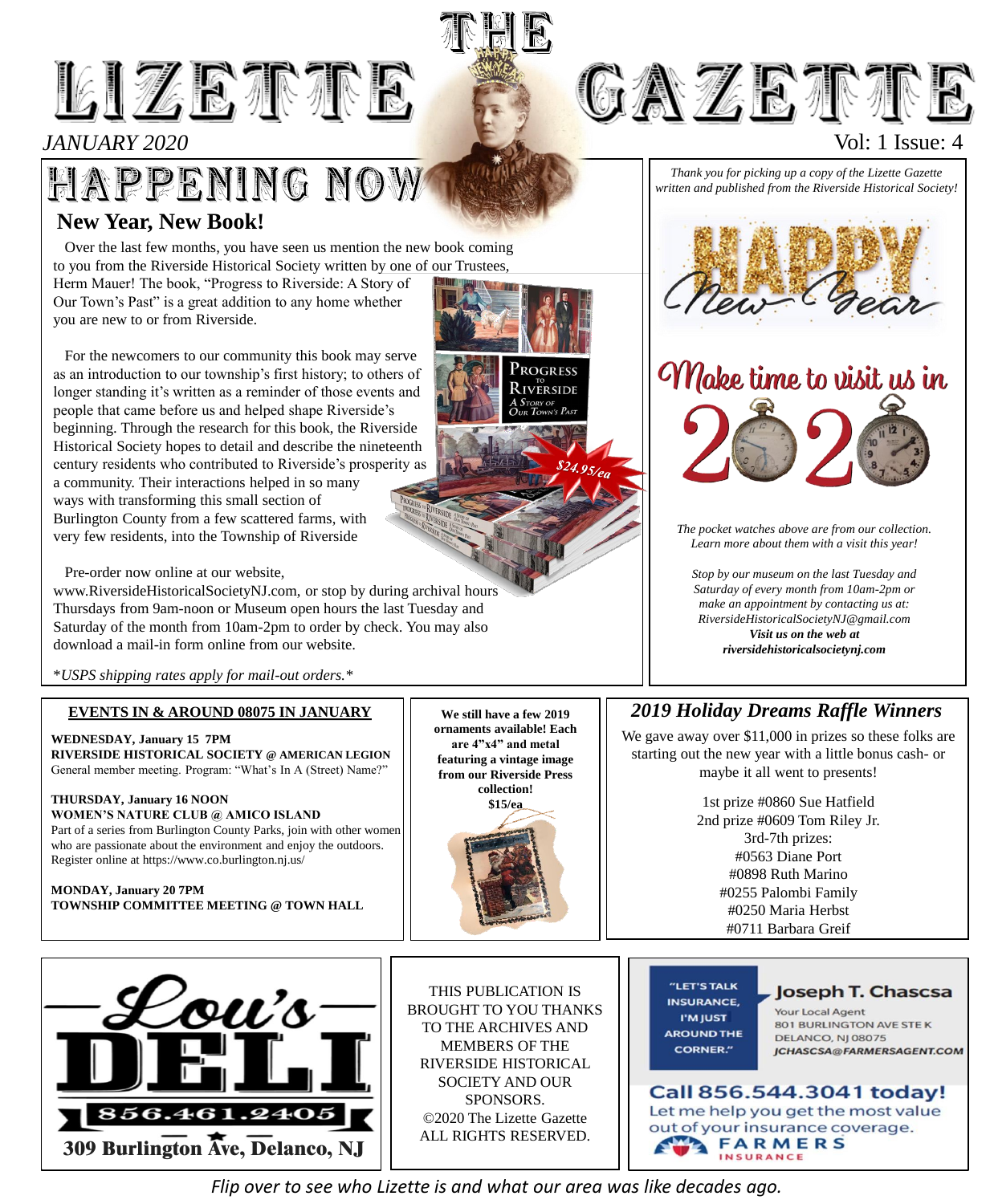# THE LIZETTE GAZETTE

*JANUARY 2020*

Vol: 1 Issue: 4

## HAPPENING NOW

### New Year, New Book!

Over the last few months, you have seen us mention the new book coming to you from the Riverside Historical Society written by one of our Trustees, Herm Mauer! The book, "Progress to Riverside: A Story of Our Town's Past" is a great addition to any home whether you are new to or from Riverside.

For the newcomers to our community this book may serve as an introduction to our township's first history; to others of longer standing it's written as a reminder of those events and people that came before us and helped shape Riverside's beginning. Through the research for this book, the Riverside Historical Society hopes to detail and describe the nineteenth century residents who contributed to Riverside's prosperity as a community. Their interactions helped in so many ways with transforming this small section of Burlington County from a few scattered farms, with very few residents, into the Township of Riverside

$24.95/ea

Pre-order now online at our website, www.RiversideHistoricalSocietyNJ.com, or stop by during archival hours Thursdays from 9am-noon or Museum open hours the last Tuesday and Saturday of the month from 10am-2pm to order by check. You may also download a mail-in form online from our website.

*\*USPS shipping rates apply for mail-out orders.\**

*Thank you for picking up a copy of the Lizette Gazette written and published from the Riverside Historical Society!*

Happy New Year

Make time to visit us in 2020

*The pocket watches above are from our collection. Learn more about them with a visit this year!*

*Stop by our museum on the last Tuesday and Saturday of every month from 10am-2pm or make an appointment by contacting us at: RiversideHistoricalSocietyNJ@gmail.com*
***Visit us on the web at riversidehistoricalsocietynj.com***

### EVENTS IN & AROUND 08075 IN JANUARY

**WEDNESDAY, January 15 7PM**
**RIVERSIDE HISTORICAL SOCIETY @ AMERICAN LEGION**
General member meeting. Program: "What's In A (Street) Name?"

**THURSDAY, January 16 NOON**
**WOMEN'S NATURE CLUB @ AMICO ISLAND**
Part of a series from Burlington County Parks, join with other women who are passionate about the environment and enjoy the outdoors. Register online at https://www.co.burlington.nj.us/

**MONDAY, January 20 7PM**
**TOWNSHIP COMMITTEE MEETING @ TOWN HALL**

**We still have a few 2019 ornaments available! Each are 4"x4" and metal featuring a vintage image from our Riverside Press collection!**
**$15/ea**

### 2019 Holiday Dreams Raffle Winners

We gave away over $11,000 in prizes so these folks are starting out the new year with a little bonus cash- or maybe it all went to presents!

1st prize #0860 Sue Hatfield
2nd prize #0609 Tom Riley Jr.
3rd-7th prizes:
#0563 Diane Port
#0898 Ruth Marino
#0255 Palombi Family
#0250 Maria Herbst
#0711 Barbara Greif

Lou's DELI
856.461.2405
309 Burlington Ave, Delanco, NJ

THIS PUBLICATION IS BROUGHT TO YOU THANKS TO THE ARCHIVES AND MEMBERS OF THE RIVERSIDE HISTORICAL SOCIETY AND OUR SPONSORS.
©2020 The Lizette Gazette
ALL RIGHTS RESERVED.

"LET'S TALK INSURANCE, I'M JUST AROUND THE CORNER."
**Joseph T. Chascsa**
Your Local Agent
801 BURLINGTON AVE STE K
DELANCO, NJ 08075
JCHASCSA@FARMERSAGENT.COM
**Call 856.544.3041 today!**
Let me help you get the most value out of your insurance coverage.
FARMERS INSURANCE

*Flip over to see who Lizette is and what our area was like decades ago.*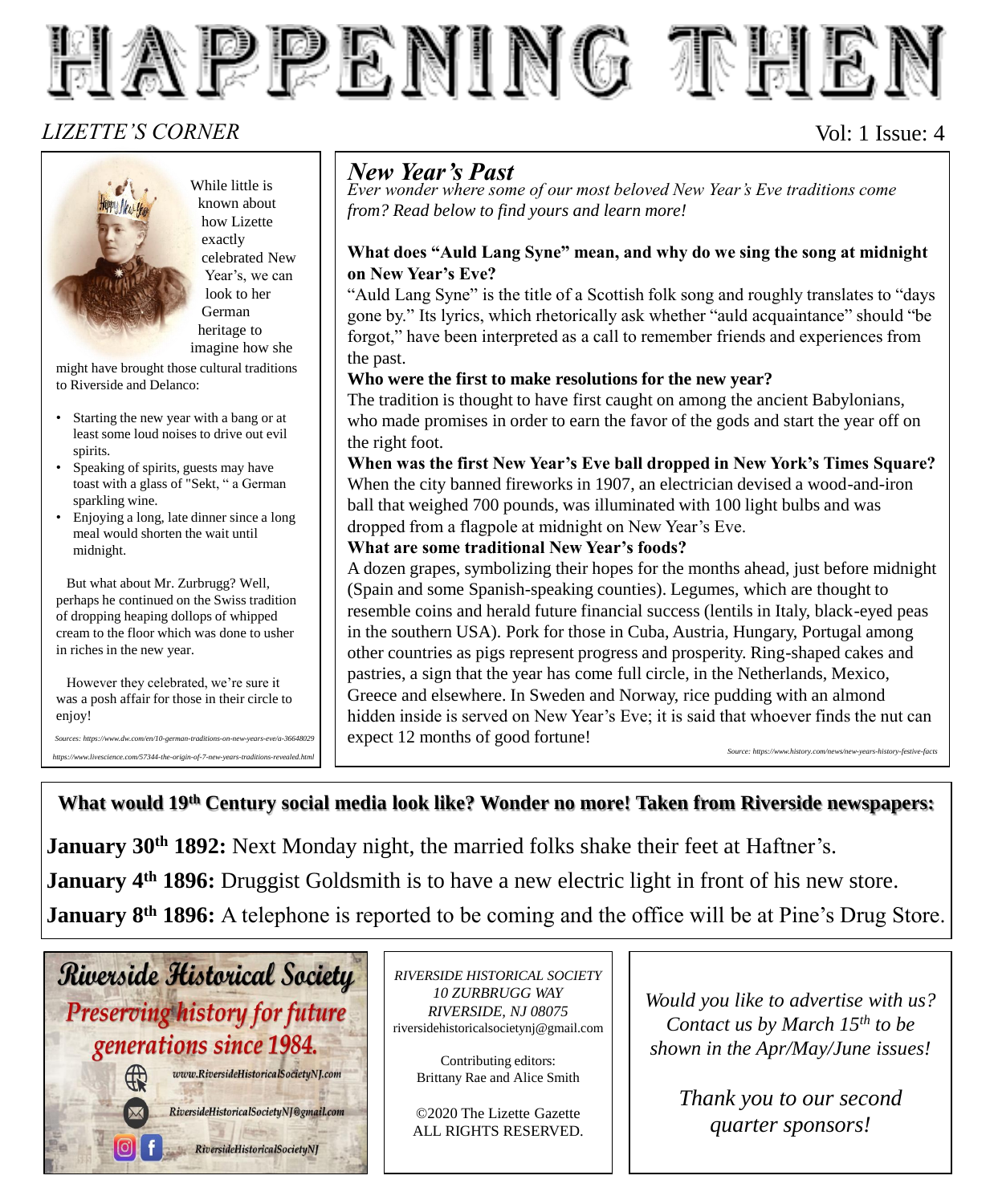# HAPPENING THEN

*LIZETTE'S CORNER*

Vol: 1 Issue: 4

While little is known about how Lizette exactly celebrated New Year's, we can look to her German heritage to imagine how she might have brought those cultural traditions to Riverside and Delanco:

- Starting the new year with a bang or at least some loud noises to drive out evil spirits.
- Speaking of spirits, guests may have toast with a glass of "Sekt, " a German sparkling wine.
- Enjoying a long, late dinner since a long meal would shorten the wait until midnight.

But what about Mr. Zurbrugg? Well, perhaps he continued on the Swiss tradition of dropping heaping dollops of whipped cream to the floor which was done to usher in riches in the new year.

However they celebrated, we're sure it was a posh affair for those in their circle to enjoy!

*Sources: https://www.dw.com/en/10-german-traditions-on-new-years-eve/a-36648029*
*https://www.livescience.com/57344-the-origin-of-7-new-years-traditions-revealed.html*

## *New Year's Past*

*Ever wonder where some of our most beloved New Year's Eve traditions come from? Read below to find yours and learn more!*

**What does "Auld Lang Syne" mean, and why do we sing the song at midnight on New Year's Eve?**

"Auld Lang Syne" is the title of a Scottish folk song and roughly translates to "days gone by." Its lyrics, which rhetorically ask whether "auld acquaintance" should "be forgot," have been interpreted as a call to remember friends and experiences from the past.

**Who were the first to make resolutions for the new year?**

The tradition is thought to have first caught on among the ancient Babylonians, who made promises in order to earn the favor of the gods and start the year off on the right foot.

**When was the first New Year's Eve ball dropped in New York's Times Square?**

When the city banned fireworks in 1907, an electrician devised a wood-and-iron ball that weighed 700 pounds, was illuminated with 100 light bulbs and was dropped from a flagpole at midnight on New Year's Eve.

**What are some traditional New Year's foods?**

A dozen grapes, symbolizing their hopes for the months ahead, just before midnight (Spain and some Spanish-speaking counties). Legumes, which are thought to resemble coins and herald future financial success (lentils in Italy, black-eyed peas in the southern USA). Pork for those in Cuba, Austria, Hungary, Portugal among other countries as pigs represent progress and prosperity. Ring-shaped cakes and pastries, a sign that the year has come full circle, in the Netherlands, Mexico, Greece and elsewhere. In Sweden and Norway, rice pudding with an almond hidden inside is served on New Year's Eve; it is said that whoever finds the nut can expect 12 months of good fortune!

*Source: https://www.history.com/news/new-years-history-festive-facts*

**What would 19th Century social media look like? Wonder no more! Taken from Riverside newspapers:**

**January 30th 1892:** Next Monday night, the married folks shake their feet at Haftner's.

**January 4th 1896:** Druggist Goldsmith is to have a new electric light in front of his new store.

**January 8th 1896:** A telephone is reported to be coming and the office will be at Pine's Drug Store.

**Riverside Historical Society**
*Preserving history for future generations since 1984.*
www.RiversideHistoricalSocietyNJ.com
RiversideHistoricalSocietyNJ@gmail.com
RiversideHistoricalSocietyNJ

*RIVERSIDE HISTORICAL SOCIETY*
*10 ZURBRUGG WAY*
*RIVERSIDE, NJ 08075*
riversidehistoricalsocietynj@gmail.com

Contributing editors:
Brittany Rae and Alice Smith

©2020 The Lizette Gazette
ALL RIGHTS RESERVED.

*Would you like to advertise with us? Contact us by March 15th to be shown in the Apr/May/June issues!*

*Thank you to our second quarter sponsors!*